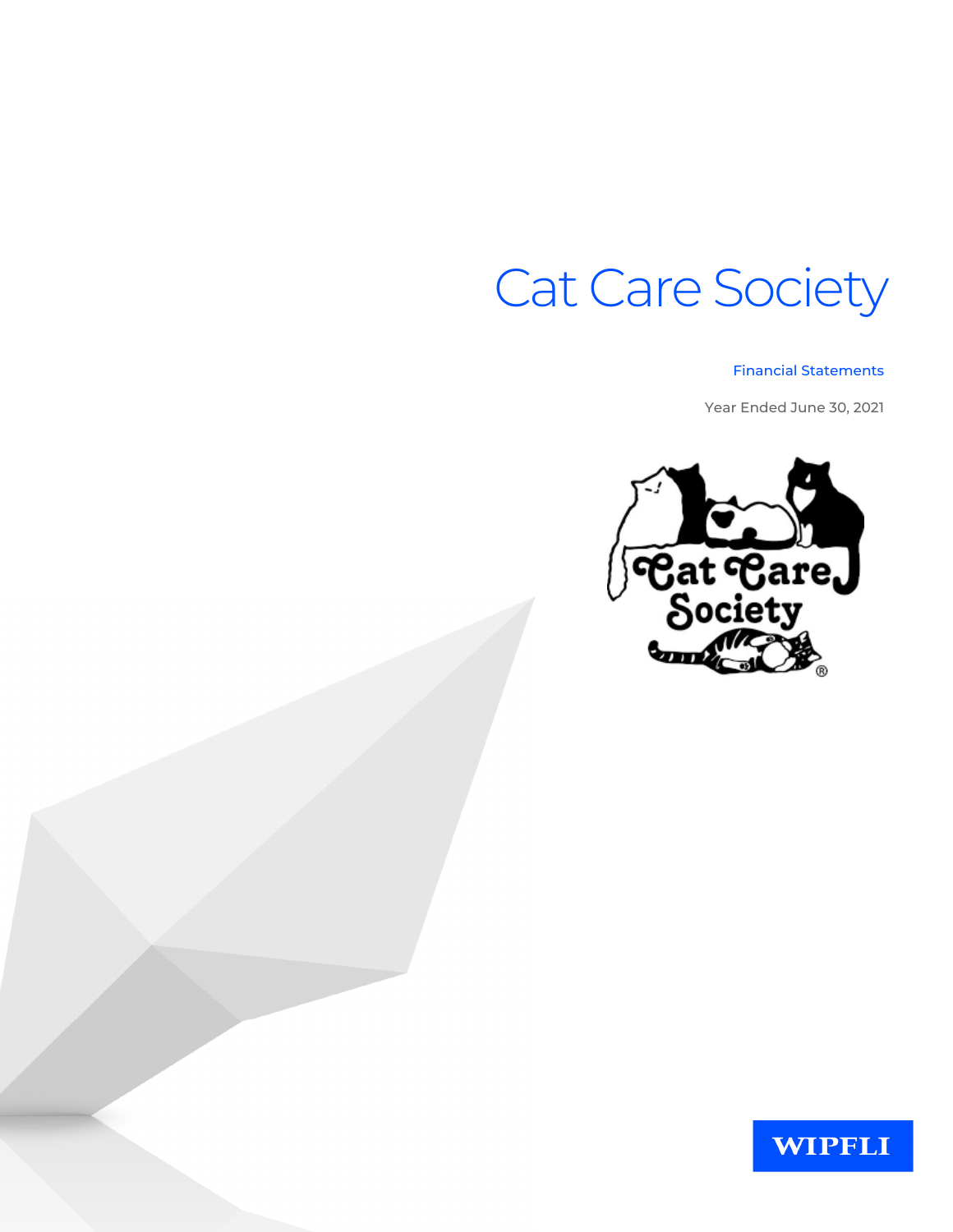# Cat Care Society

Financial Statements

Year Ended June 30, 2021

WIPFLI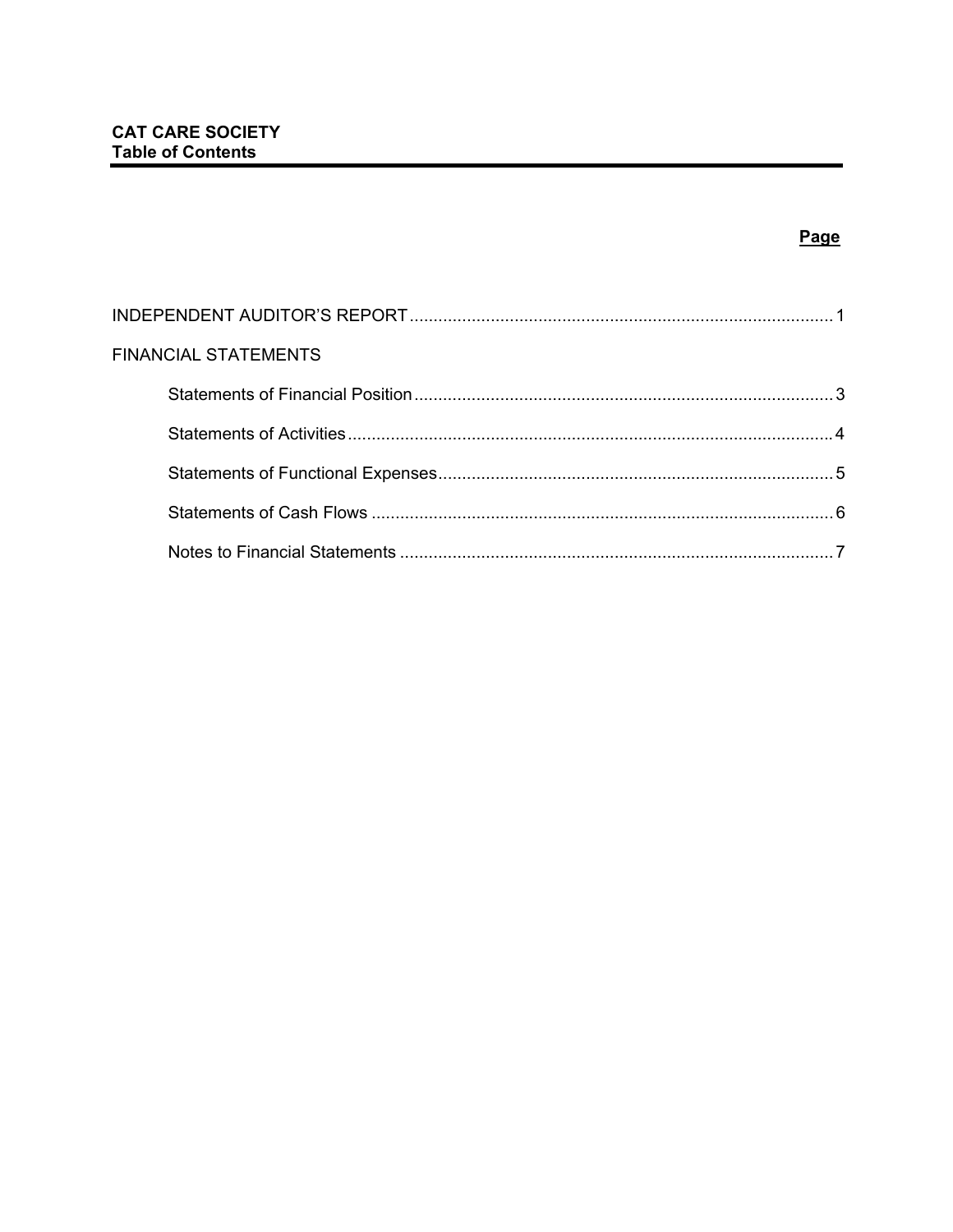**CAT CARE SOCIETY**
**Table of Contents**

| | Page |
|---|---|
| INDEPENDENT AUDITOR'S REPORT | 1 |
| FINANCIAL STATEMENTS | |
| Statements of Financial Position | 3 |
| Statements of Activities | 4 |
| Statements of Functional Expenses | 5 |
| Statements of Cash Flows | 6 |
| Notes to Financial Statements | 7 |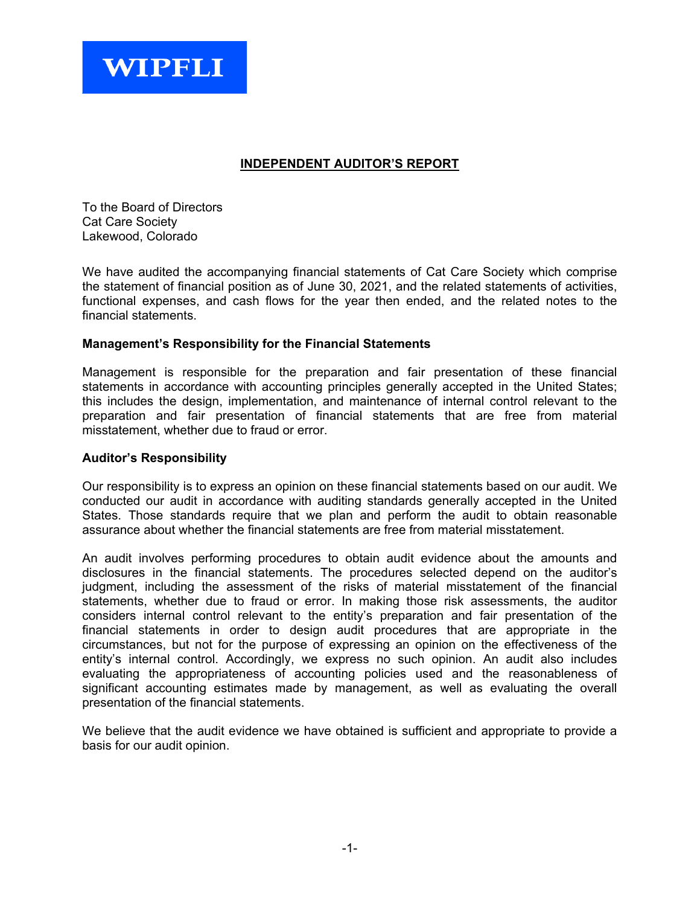**WIPFLI**

## INDEPENDENT AUDITOR'S REPORT

To the Board of Directors
Cat Care Society
Lakewood, Colorado

We have audited the accompanying financial statements of Cat Care Society which comprise the statement of financial position as of June 30, 2021, and the related statements of activities, functional expenses, and cash flows for the year then ended, and the related notes to the financial statements.

### Management's Responsibility for the Financial Statements

Management is responsible for the preparation and fair presentation of these financial statements in accordance with accounting principles generally accepted in the United States; this includes the design, implementation, and maintenance of internal control relevant to the preparation and fair presentation of financial statements that are free from material misstatement, whether due to fraud or error.

### Auditor's Responsibility

Our responsibility is to express an opinion on these financial statements based on our audit. We conducted our audit in accordance with auditing standards generally accepted in the United States. Those standards require that we plan and perform the audit to obtain reasonable assurance about whether the financial statements are free from material misstatement.

An audit involves performing procedures to obtain audit evidence about the amounts and disclosures in the financial statements. The procedures selected depend on the auditor's judgment, including the assessment of the risks of material misstatement of the financial statements, whether due to fraud or error. In making those risk assessments, the auditor considers internal control relevant to the entity's preparation and fair presentation of the financial statements in order to design audit procedures that are appropriate in the circumstances, but not for the purpose of expressing an opinion on the effectiveness of the entity's internal control. Accordingly, we express no such opinion. An audit also includes evaluating the appropriateness of accounting policies used and the reasonableness of significant accounting estimates made by management, as well as evaluating the overall presentation of the financial statements.

We believe that the audit evidence we have obtained is sufficient and appropriate to provide a basis for our audit opinion.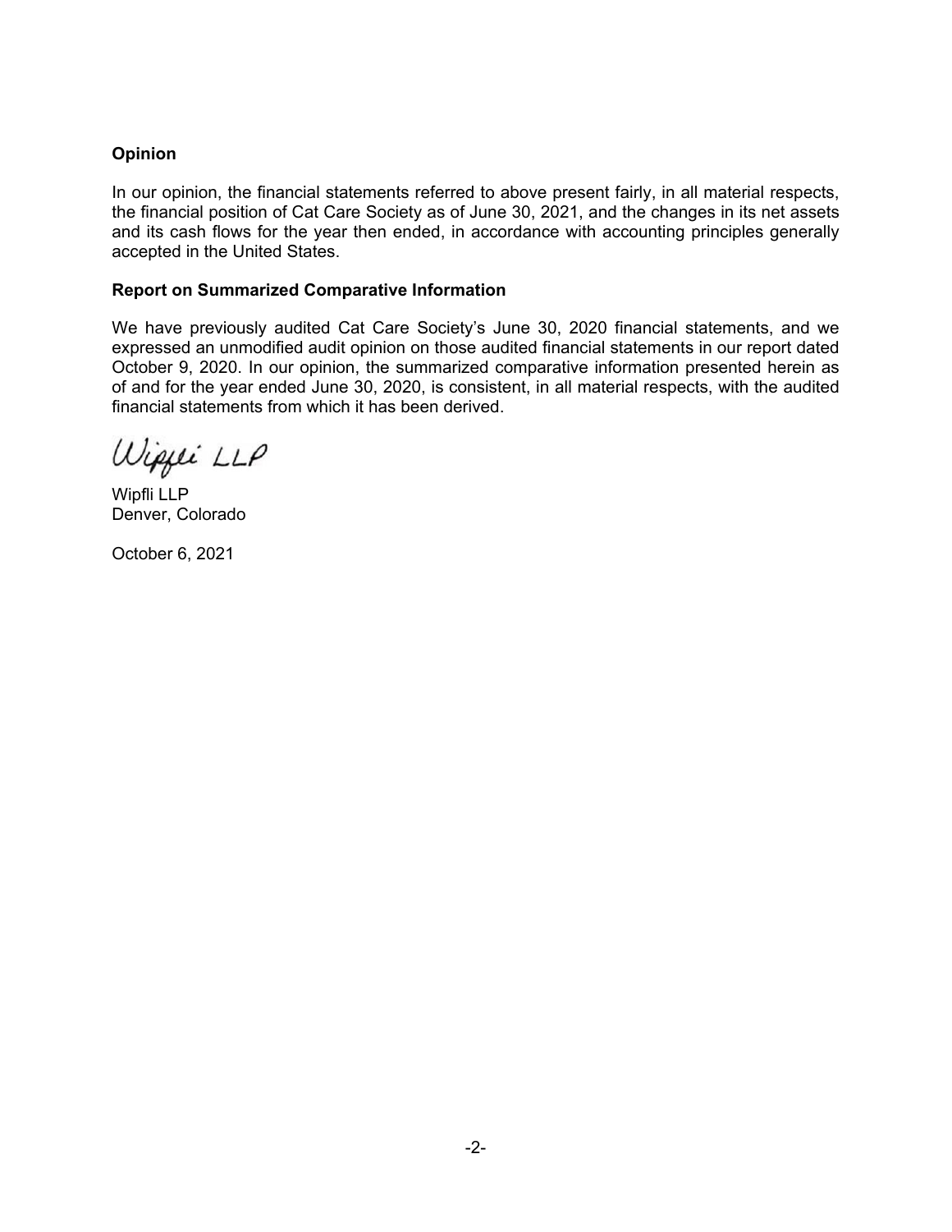**Opinion**

In our opinion, the financial statements referred to above present fairly, in all material respects, the financial position of Cat Care Society as of June 30, 2021, and the changes in its net assets and its cash flows for the year then ended, in accordance with accounting principles generally accepted in the United States.

**Report on Summarized Comparative Information**

We have previously audited Cat Care Society's June 30, 2020 financial statements, and we expressed an unmodified audit opinion on those audited financial statements in our report dated October 9, 2020. In our opinion, the summarized comparative information presented herein as of and for the year ended June 30, 2020, is consistent, in all material respects, with the audited financial statements from which it has been derived.

Wipfli LLP

Wipfli LLP
Denver, Colorado

October 6, 2021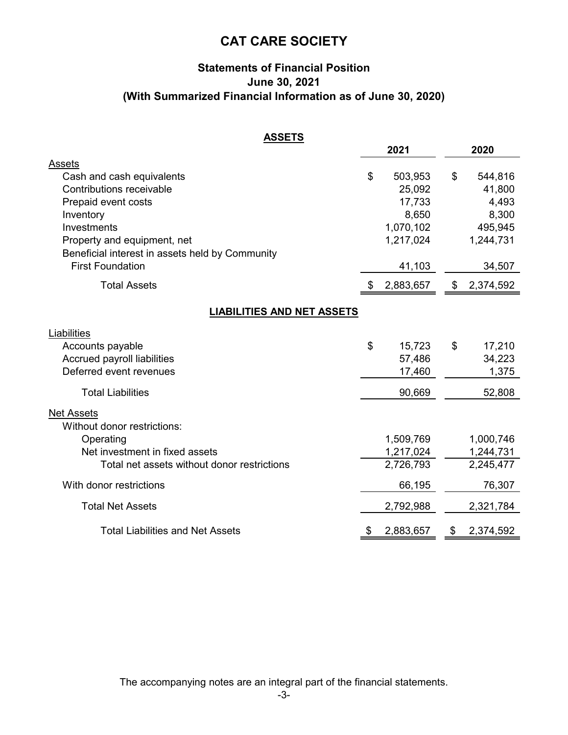# CAT CARE SOCIETY

## Statements of Financial Position
## June 30, 2021
## (With Summarized Financial Information as of June 30, 2020)

**ASSETS**

| | 2021 | 2020 |
|---|---|---|
| Assets | | |
| Cash and cash equivalents | $ 503,953 | $ 544,816 |
| Contributions receivable | 25,092 | 41,800 |
| Prepaid event costs | 17,733 | 4,493 |
| Inventory | 8,650 | 8,300 |
| Investments | 1,070,102 | 495,945 |
| Property and equipment, net | 1,217,024 | 1,244,731 |
| Beneficial interest in assets held by Community First Foundation | 41,103 | 34,507 |
| Total Assets | $ 2,883,657 | $ 2,374,592 |

**LIABILITIES AND NET ASSETS**

| | 2021 | 2020 |
|---|---|---|
| Liabilities | | |
| Accounts payable | $ 15,723 | $ 17,210 |
| Accrued payroll liabilities | 57,486 | 34,223 |
| Deferred event revenues | 17,460 | 1,375 |
| Total Liabilities | 90,669 | 52,808 |
| Net Assets | | |
| Without donor restrictions: | | |
| Operating | 1,509,769 | 1,000,746 |
| Net investment in fixed assets | 1,217,024 | 1,244,731 |
| Total net assets without donor restrictions | 2,726,793 | 2,245,477 |
| With donor restrictions | 66,195 | 76,307 |
| Total Net Assets | 2,792,988 | 2,321,784 |
| Total Liabilities and Net Assets | $ 2,883,657 | $ 2,374,592 |

The accompanying notes are an integral part of the financial statements.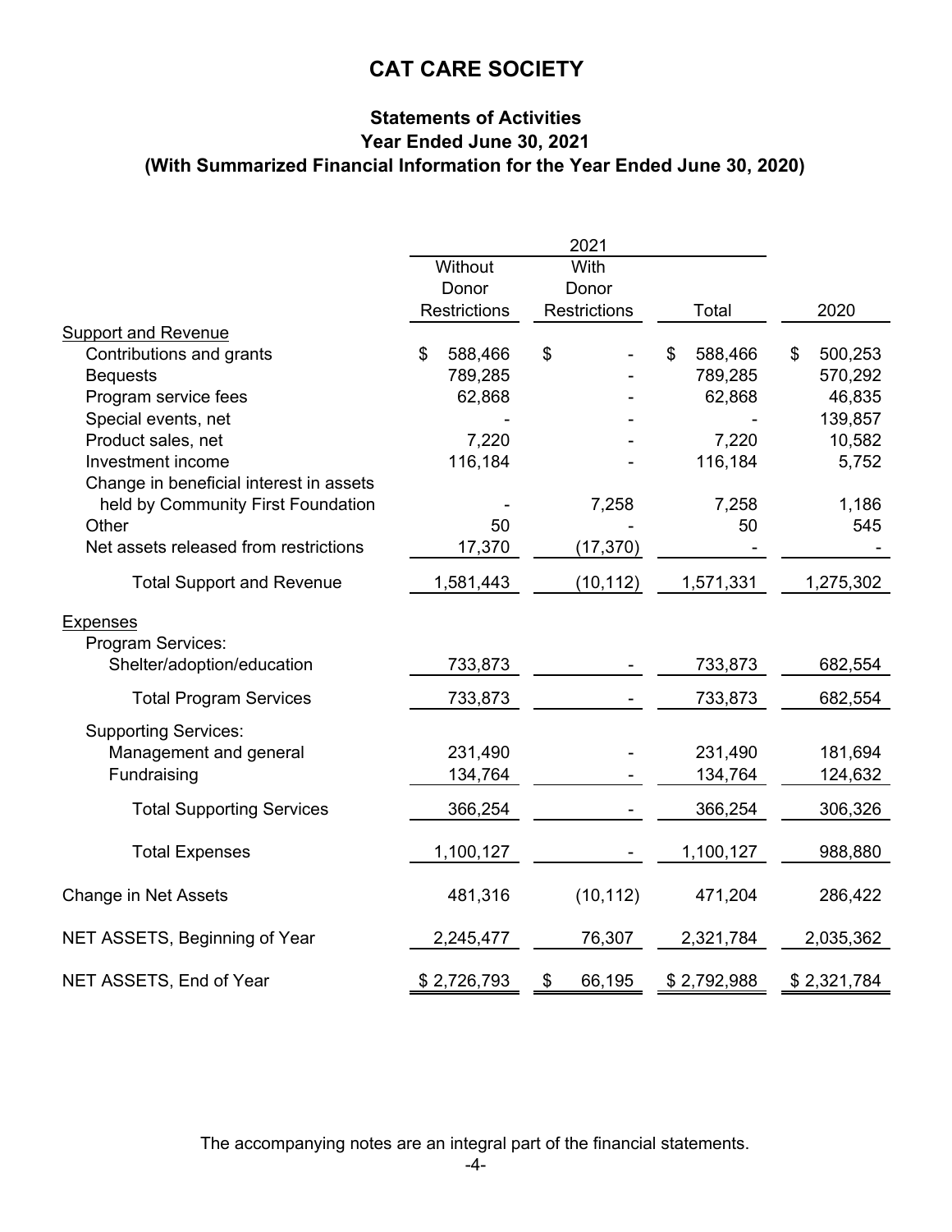# CAT CARE SOCIETY

## Statements of Activities
## Year Ended June 30, 2021
## (With Summarized Financial Information for the Year Ended June 30, 2020)

| | 2021 | | | |
|---|---|---|---|---|
| | Without Donor Restrictions | With Donor Restrictions | Total | 2020 |
| Support and Revenue | | | | |
| Contributions and grants | $ 588,466 | $ - | $ 588,466 | $ 500,253 |
| Bequests | 789,285 | - | 789,285 | 570,292 |
| Program service fees | 62,868 | - | 62,868 | 46,835 |
| Special events, net | - | - | - | 139,857 |
| Product sales, net | 7,220 | - | 7,220 | 10,582 |
| Investment income | 116,184 | - | 116,184 | 5,752 |
| Change in beneficial interest in assets held by Community First Foundation | - | 7,258 | 7,258 | 1,186 |
| Other | 50 | - | 50 | 545 |
| Net assets released from restrictions | 17,370 | (17,370) | - | - |
| Total Support and Revenue | 1,581,443 | (10,112) | 1,571,331 | 1,275,302 |
| Expenses | | | | |
| Program Services: | | | | |
| Shelter/adoption/education | 733,873 | - | 733,873 | 682,554 |
| Total Program Services | 733,873 | - | 733,873 | 682,554 |
| Supporting Services: | | | | |
| Management and general | 231,490 | - | 231,490 | 181,694 |
| Fundraising | 134,764 | - | 134,764 | 124,632 |
| Total Supporting Services | 366,254 | - | 366,254 | 306,326 |
| Total Expenses | 1,100,127 | - | 1,100,127 | 988,880 |
| Change in Net Assets | 481,316 | (10,112) | 471,204 | 286,422 |
| NET ASSETS, Beginning of Year | 2,245,477 | 76,307 | 2,321,784 | 2,035,362 |
| NET ASSETS, End of Year | $ 2,726,793 | $ 66,195 | $ 2,792,988 | $ 2,321,784 |

The accompanying notes are an integral part of the financial statements.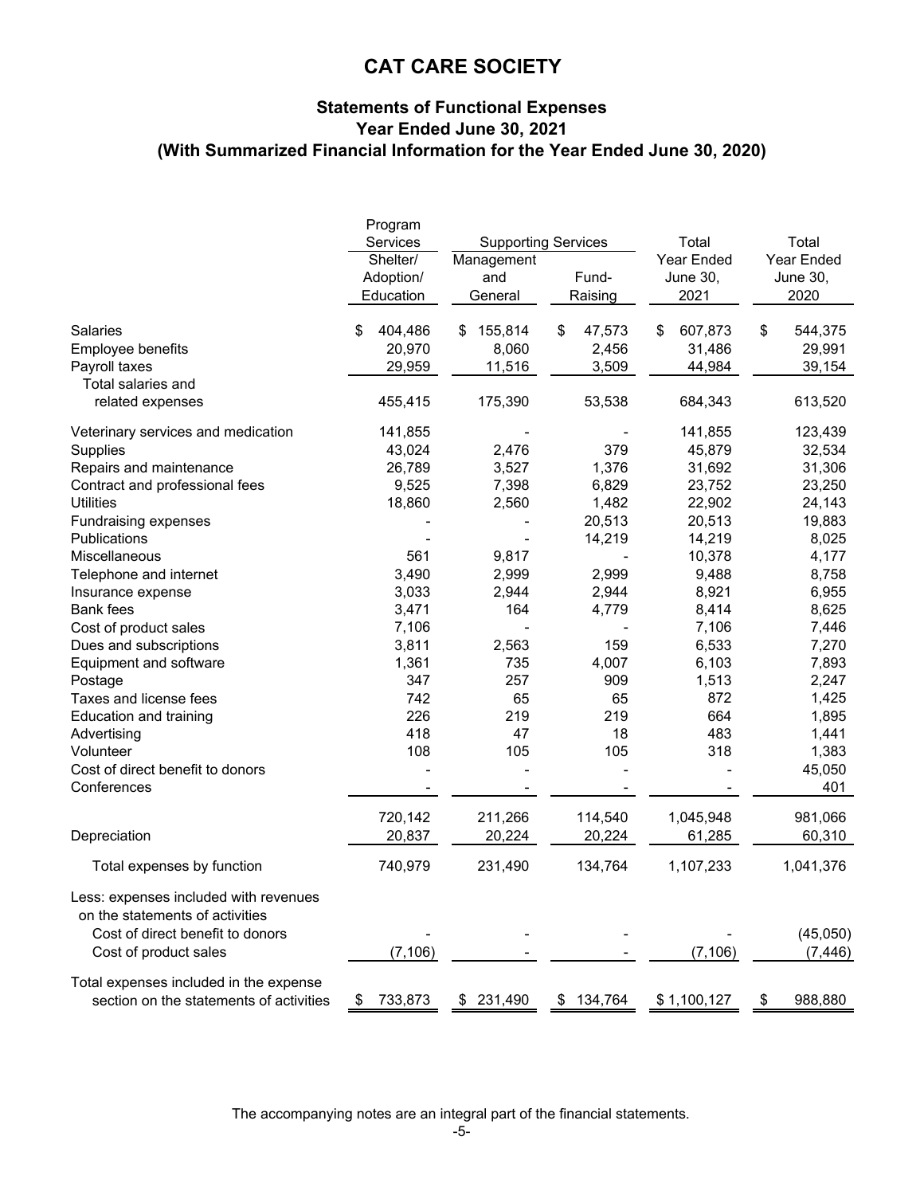# CAT CARE SOCIETY

## Statements of Functional Expenses
## Year Ended June 30, 2021
## (With Summarized Financial Information for the Year Ended June 30, 2020)

| | Program Services | Supporting Services | | Total | Total |
|---|---|---|---|---|---|
| | Shelter/ Adoption/ Education | Management and General | Fund-Raising | Year Ended June 30, 2021 | Year Ended June 30, 2020 |
| Salaries | $ 404,486 | $ 155,814 | $ 47,573 | $ 607,873 | $ 544,375 |
| Employee benefits | 20,970 | 8,060 | 2,456 | 31,486 | 29,991 |
| Payroll taxes | 29,959 | 11,516 | 3,509 | 44,984 | 39,154 |
| Total salaries and related expenses | 455,415 | 175,390 | 53,538 | 684,343 | 613,520 |
| Veterinary services and medication | 141,855 | - | - | 141,855 | 123,439 |
| Supplies | 43,024 | 2,476 | 379 | 45,879 | 32,534 |
| Repairs and maintenance | 26,789 | 3,527 | 1,376 | 31,692 | 31,306 |
| Contract and professional fees | 9,525 | 7,398 | 6,829 | 23,752 | 23,250 |
| Utilities | 18,860 | 2,560 | 1,482 | 22,902 | 24,143 |
| Fundraising expenses | - | - | 20,513 | 20,513 | 19,883 |
| Publications | - | - | 14,219 | 14,219 | 8,025 |
| Miscellaneous | 561 | 9,817 | - | 10,378 | 4,177 |
| Telephone and internet | 3,490 | 2,999 | 2,999 | 9,488 | 8,758 |
| Insurance expense | 3,033 | 2,944 | 2,944 | 8,921 | 6,955 |
| Bank fees | 3,471 | 164 | 4,779 | 8,414 | 8,625 |
| Cost of product sales | 7,106 | - | - | 7,106 | 7,446 |
| Dues and subscriptions | 3,811 | 2,563 | 159 | 6,533 | 7,270 |
| Equipment and software | 1,361 | 735 | 4,007 | 6,103 | 7,893 |
| Postage | 347 | 257 | 909 | 1,513 | 2,247 |
| Taxes and license fees | 742 | 65 | 65 | 872 | 1,425 |
| Education and training | 226 | 219 | 219 | 664 | 1,895 |
| Advertising | 418 | 47 | 18 | 483 | 1,441 |
| Volunteer | 108 | 105 | 105 | 318 | 1,383 |
| Cost of direct benefit to donors | - | - | - | - | 45,050 |
| Conferences | - | - | - | - | 401 |
| | 720,142 | 211,266 | 114,540 | 1,045,948 | 981,066 |
| Depreciation | 20,837 | 20,224 | 20,224 | 61,285 | 60,310 |
| Total expenses by function | 740,979 | 231,490 | 134,764 | 1,107,233 | 1,041,376 |
| Less: expenses included with revenues on the statements of activities | | | | | |
| Cost of direct benefit to donors | - | - | - | - | (45,050) |
| Cost of product sales | (7,106) | - | - | (7,106) | (7,446) |
| Total expenses included in the expense section on the statements of activities | $ 733,873 | $ 231,490 | $ 134,764 | $ 1,100,127 | $ 988,880 |

The accompanying notes are an integral part of the financial statements.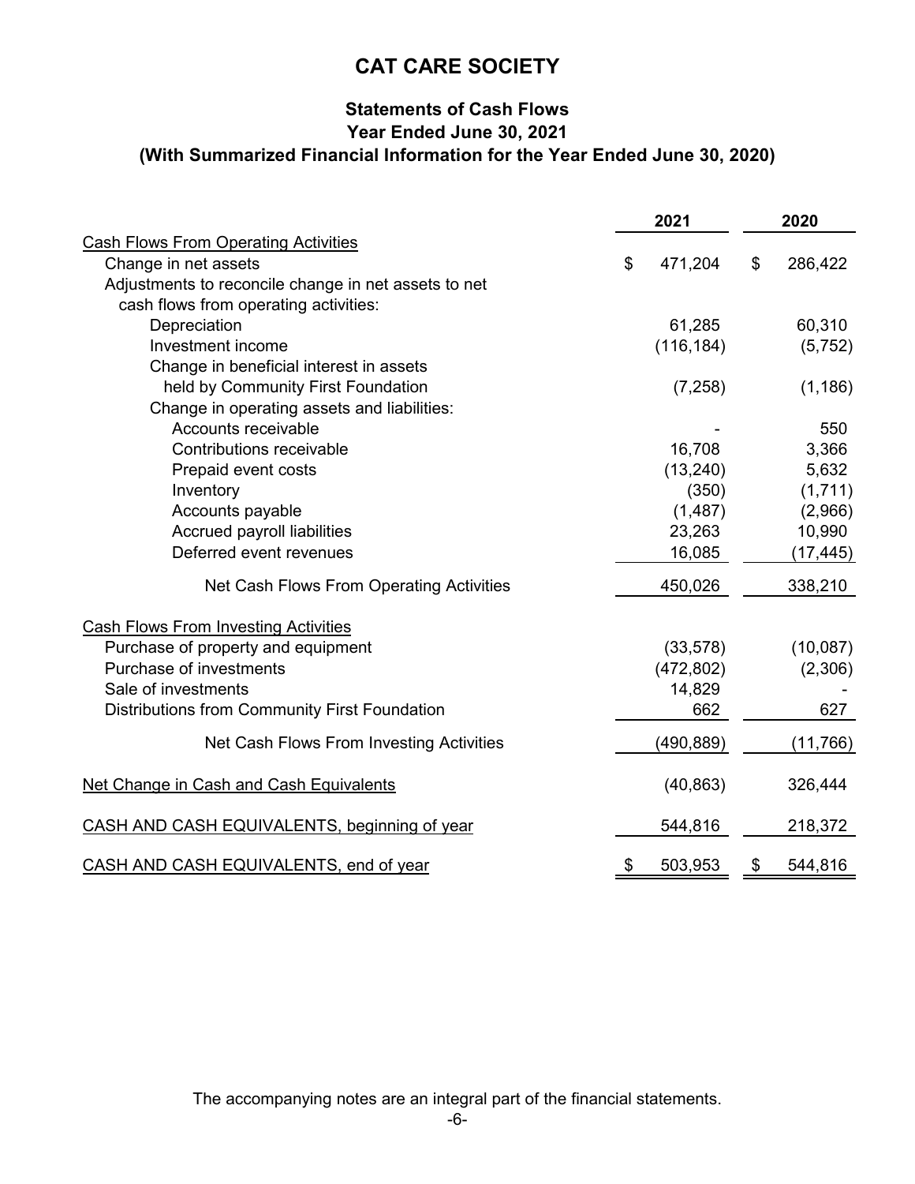# CAT CARE SOCIETY

## Statements of Cash Flows
## Year Ended June 30, 2021
## (With Summarized Financial Information for the Year Ended June 30, 2020)

| | 2021 | 2020 |
|---|---|---|
| Cash Flows From Operating Activities | | |
| Change in net assets | $ 471,204 | $ 286,422 |
| Adjustments to reconcile change in net assets to net cash flows from operating activities: | | |
| Depreciation | 61,285 | 60,310 |
| Investment income | (116,184) | (5,752) |
| Change in beneficial interest in assets held by Community First Foundation | (7,258) | (1,186) |
| Change in operating assets and liabilities: | | |
| Accounts receivable | - | 550 |
| Contributions receivable | 16,708 | 3,366 |
| Prepaid event costs | (13,240) | 5,632 |
| Inventory | (350) | (1,711) |
| Accounts payable | (1,487) | (2,966) |
| Accrued payroll liabilities | 23,263 | 10,990 |
| Deferred event revenues | 16,085 | (17,445) |
| Net Cash Flows From Operating Activities | 450,026 | 338,210 |
| Cash Flows From Investing Activities | | |
| Purchase of property and equipment | (33,578) | (10,087) |
| Purchase of investments | (472,802) | (2,306) |
| Sale of investments | 14,829 | - |
| Distributions from Community First Foundation | 662 | 627 |
| Net Cash Flows From Investing Activities | (490,889) | (11,766) |
| Net Change in Cash and Cash Equivalents | (40,863) | 326,444 |
| CASH AND CASH EQUIVALENTS, beginning of year | 544,816 | 218,372 |
| CASH AND CASH EQUIVALENTS, end of year | $ 503,953 | $ 544,816 |

The accompanying notes are an integral part of the financial statements.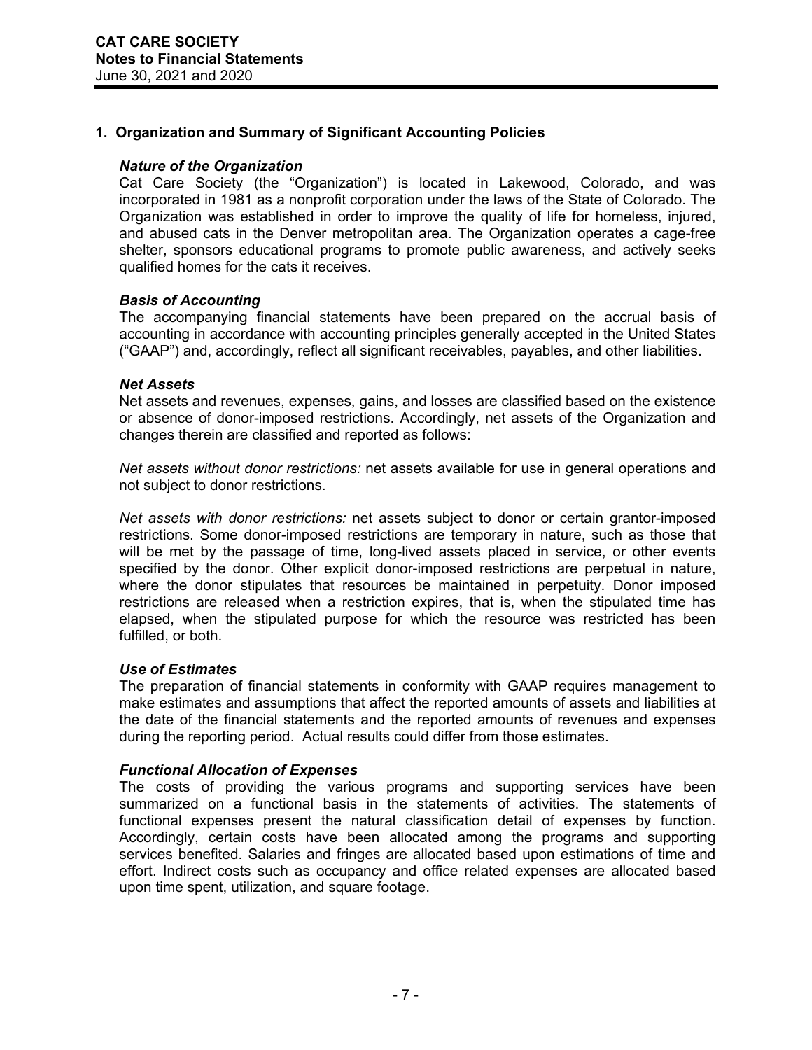**CAT CARE SOCIETY**
**Notes to Financial Statements**
June 30, 2021 and 2020

## 1. Organization and Summary of Significant Accounting Policies

### *Nature of the Organization*

Cat Care Society (the "Organization") is located in Lakewood, Colorado, and was incorporated in 1981 as a nonprofit corporation under the laws of the State of Colorado. The Organization was established in order to improve the quality of life for homeless, injured, and abused cats in the Denver metropolitan area. The Organization operates a cage-free shelter, sponsors educational programs to promote public awareness, and actively seeks qualified homes for the cats it receives.

### *Basis of Accounting*

The accompanying financial statements have been prepared on the accrual basis of accounting in accordance with accounting principles generally accepted in the United States ("GAAP") and, accordingly, reflect all significant receivables, payables, and other liabilities.

### *Net Assets*

Net assets and revenues, expenses, gains, and losses are classified based on the existence or absence of donor-imposed restrictions. Accordingly, net assets of the Organization and changes therein are classified and reported as follows:

*Net assets without donor restrictions:* net assets available for use in general operations and not subject to donor restrictions.

*Net assets with donor restrictions:* net assets subject to donor or certain grantor-imposed restrictions. Some donor-imposed restrictions are temporary in nature, such as those that will be met by the passage of time, long-lived assets placed in service, or other events specified by the donor. Other explicit donor-imposed restrictions are perpetual in nature, where the donor stipulates that resources be maintained in perpetuity. Donor imposed restrictions are released when a restriction expires, that is, when the stipulated time has elapsed, when the stipulated purpose for which the resource was restricted has been fulfilled, or both.

### *Use of Estimates*

The preparation of financial statements in conformity with GAAP requires management to make estimates and assumptions that affect the reported amounts of assets and liabilities at the date of the financial statements and the reported amounts of revenues and expenses during the reporting period. Actual results could differ from those estimates.

### *Functional Allocation of Expenses*

The costs of providing the various programs and supporting services have been summarized on a functional basis in the statements of activities. The statements of functional expenses present the natural classification detail of expenses by function. Accordingly, certain costs have been allocated among the programs and supporting services benefited. Salaries and fringes are allocated based upon estimations of time and effort. Indirect costs such as occupancy and office related expenses are allocated based upon time spent, utilization, and square footage.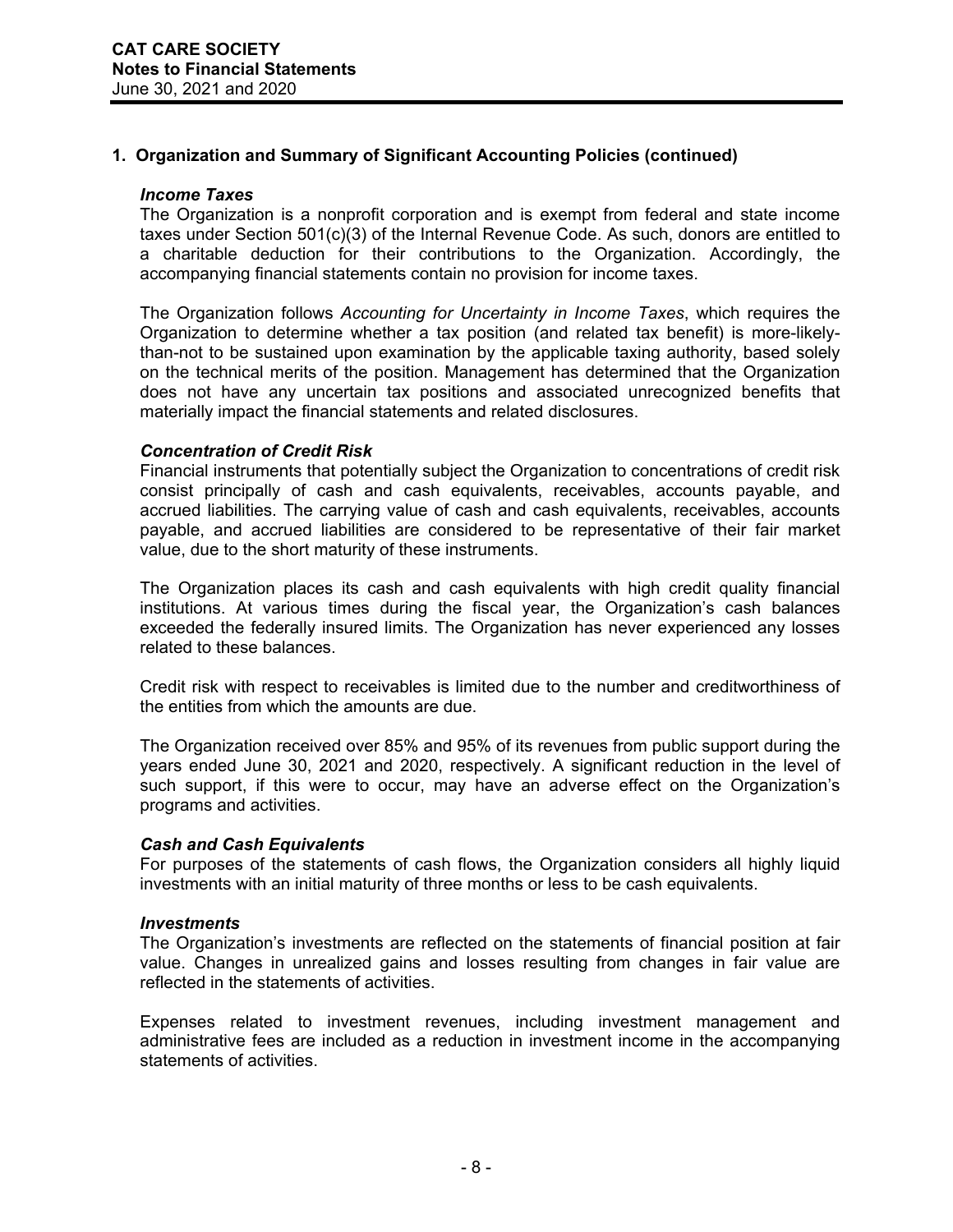## 1. Organization and Summary of Significant Accounting Policies (continued)

### *Income Taxes*

The Organization is a nonprofit corporation and is exempt from federal and state income taxes under Section 501(c)(3) of the Internal Revenue Code. As such, donors are entitled to a charitable deduction for their contributions to the Organization. Accordingly, the accompanying financial statements contain no provision for income taxes.

The Organization follows *Accounting for Uncertainty in Income Taxes*, which requires the Organization to determine whether a tax position (and related tax benefit) is more-likely-than-not to be sustained upon examination by the applicable taxing authority, based solely on the technical merits of the position. Management has determined that the Organization does not have any uncertain tax positions and associated unrecognized benefits that materially impact the financial statements and related disclosures.

### *Concentration of Credit Risk*

Financial instruments that potentially subject the Organization to concentrations of credit risk consist principally of cash and cash equivalents, receivables, accounts payable, and accrued liabilities. The carrying value of cash and cash equivalents, receivables, accounts payable, and accrued liabilities are considered to be representative of their fair market value, due to the short maturity of these instruments.

The Organization places its cash and cash equivalents with high credit quality financial institutions. At various times during the fiscal year, the Organization's cash balances exceeded the federally insured limits. The Organization has never experienced any losses related to these balances.

Credit risk with respect to receivables is limited due to the number and creditworthiness of the entities from which the amounts are due.

The Organization received over 85% and 95% of its revenues from public support during the years ended June 30, 2021 and 2020, respectively. A significant reduction in the level of such support, if this were to occur, may have an adverse effect on the Organization's programs and activities.

### *Cash and Cash Equivalents*

For purposes of the statements of cash flows, the Organization considers all highly liquid investments with an initial maturity of three months or less to be cash equivalents.

### *Investments*

The Organization's investments are reflected on the statements of financial position at fair value. Changes in unrealized gains and losses resulting from changes in fair value are reflected in the statements of activities.

Expenses related to investment revenues, including investment management and administrative fees are included as a reduction in investment income in the accompanying statements of activities.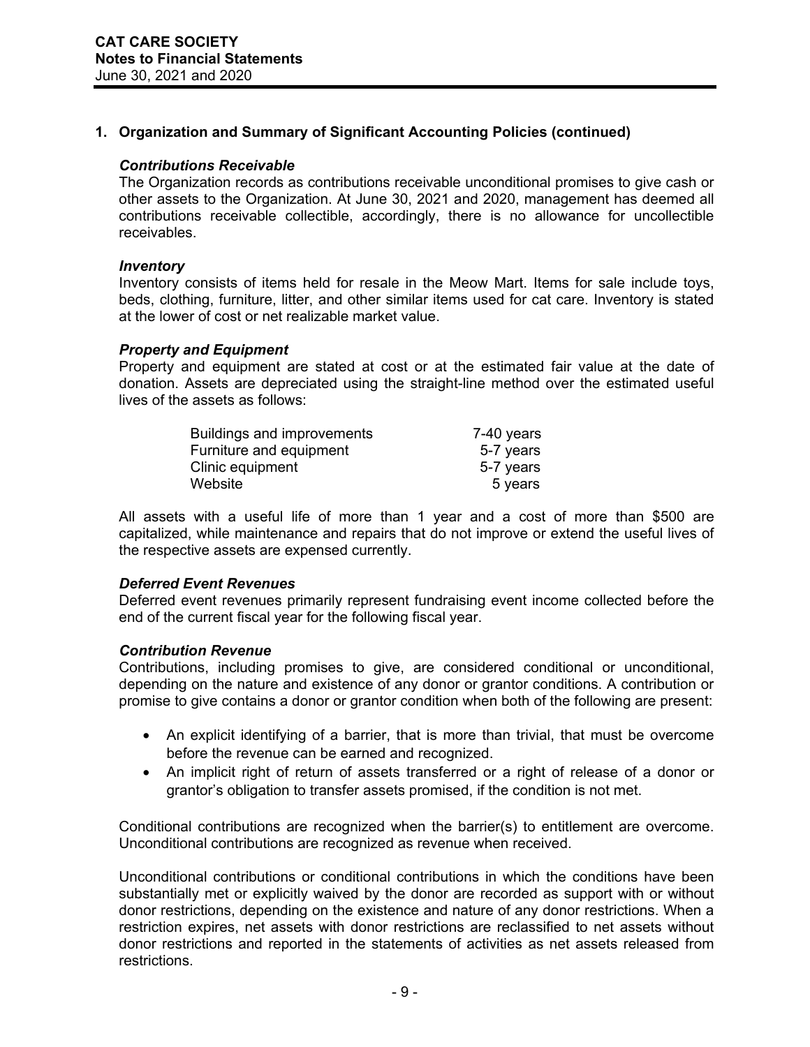## 1. Organization and Summary of Significant Accounting Policies (continued)

### *Contributions Receivable*

The Organization records as contributions receivable unconditional promises to give cash or other assets to the Organization. At June 30, 2021 and 2020, management has deemed all contributions receivable collectible, accordingly, there is no allowance for uncollectible receivables.

### *Inventory*

Inventory consists of items held for resale in the Meow Mart. Items for sale include toys, beds, clothing, furniture, litter, and other similar items used for cat care. Inventory is stated at the lower of cost or net realizable market value.

### *Property and Equipment*

Property and equipment are stated at cost or at the estimated fair value at the date of donation. Assets are depreciated using the straight-line method over the estimated useful lives of the assets as follows:

| | |
|---|---|
| Buildings and improvements | 7-40 years |
| Furniture and equipment | 5-7 years |
| Clinic equipment | 5-7 years |
| Website | 5 years |

All assets with a useful life of more than 1 year and a cost of more than $500 are capitalized, while maintenance and repairs that do not improve or extend the useful lives of the respective assets are expensed currently.

### *Deferred Event Revenues*

Deferred event revenues primarily represent fundraising event income collected before the end of the current fiscal year for the following fiscal year.

### *Contribution Revenue*

Contributions, including promises to give, are considered conditional or unconditional, depending on the nature and existence of any donor or grantor conditions. A contribution or promise to give contains a donor or grantor condition when both of the following are present:

- An explicit identifying of a barrier, that is more than trivial, that must be overcome before the revenue can be earned and recognized.
- An implicit right of return of assets transferred or a right of release of a donor or grantor's obligation to transfer assets promised, if the condition is not met.

Conditional contributions are recognized when the barrier(s) to entitlement are overcome. Unconditional contributions are recognized as revenue when received.

Unconditional contributions or conditional contributions in which the conditions have been substantially met or explicitly waived by the donor are recorded as support with or without donor restrictions, depending on the existence and nature of any donor restrictions. When a restriction expires, net assets with donor restrictions are reclassified to net assets without donor restrictions and reported in the statements of activities as net assets released from restrictions.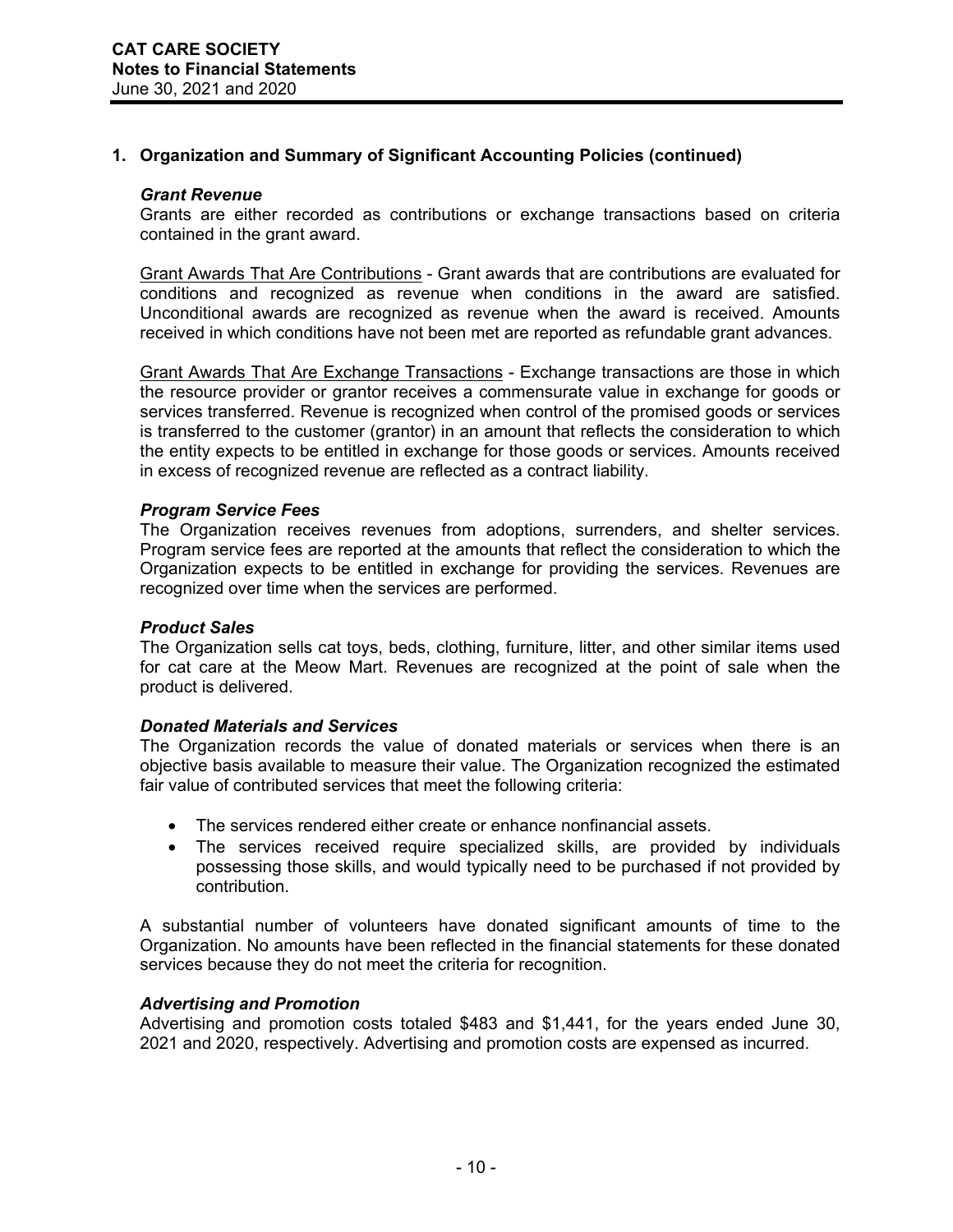## 1. Organization and Summary of Significant Accounting Policies (continued)

### *Grant Revenue*

Grants are either recorded as contributions or exchange transactions based on criteria contained in the grant award.

Grant Awards That Are Contributions - Grant awards that are contributions are evaluated for conditions and recognized as revenue when conditions in the award are satisfied. Unconditional awards are recognized as revenue when the award is received. Amounts received in which conditions have not been met are reported as refundable grant advances.

Grant Awards That Are Exchange Transactions - Exchange transactions are those in which the resource provider or grantor receives a commensurate value in exchange for goods or services transferred. Revenue is recognized when control of the promised goods or services is transferred to the customer (grantor) in an amount that reflects the consideration to which the entity expects to be entitled in exchange for those goods or services. Amounts received in excess of recognized revenue are reflected as a contract liability.

### *Program Service Fees*

The Organization receives revenues from adoptions, surrenders, and shelter services. Program service fees are reported at the amounts that reflect the consideration to which the Organization expects to be entitled in exchange for providing the services. Revenues are recognized over time when the services are performed.

### *Product Sales*

The Organization sells cat toys, beds, clothing, furniture, litter, and other similar items used for cat care at the Meow Mart. Revenues are recognized at the point of sale when the product is delivered.

### *Donated Materials and Services*

The Organization records the value of donated materials or services when there is an objective basis available to measure their value. The Organization recognized the estimated fair value of contributed services that meet the following criteria:

- The services rendered either create or enhance nonfinancial assets.
- The services received require specialized skills, are provided by individuals possessing those skills, and would typically need to be purchased if not provided by contribution.

A substantial number of volunteers have donated significant amounts of time to the Organization. No amounts have been reflected in the financial statements for these donated services because they do not meet the criteria for recognition.

### *Advertising and Promotion*

Advertising and promotion costs totaled $483 and $1,441, for the years ended June 30, 2021 and 2020, respectively. Advertising and promotion costs are expensed as incurred.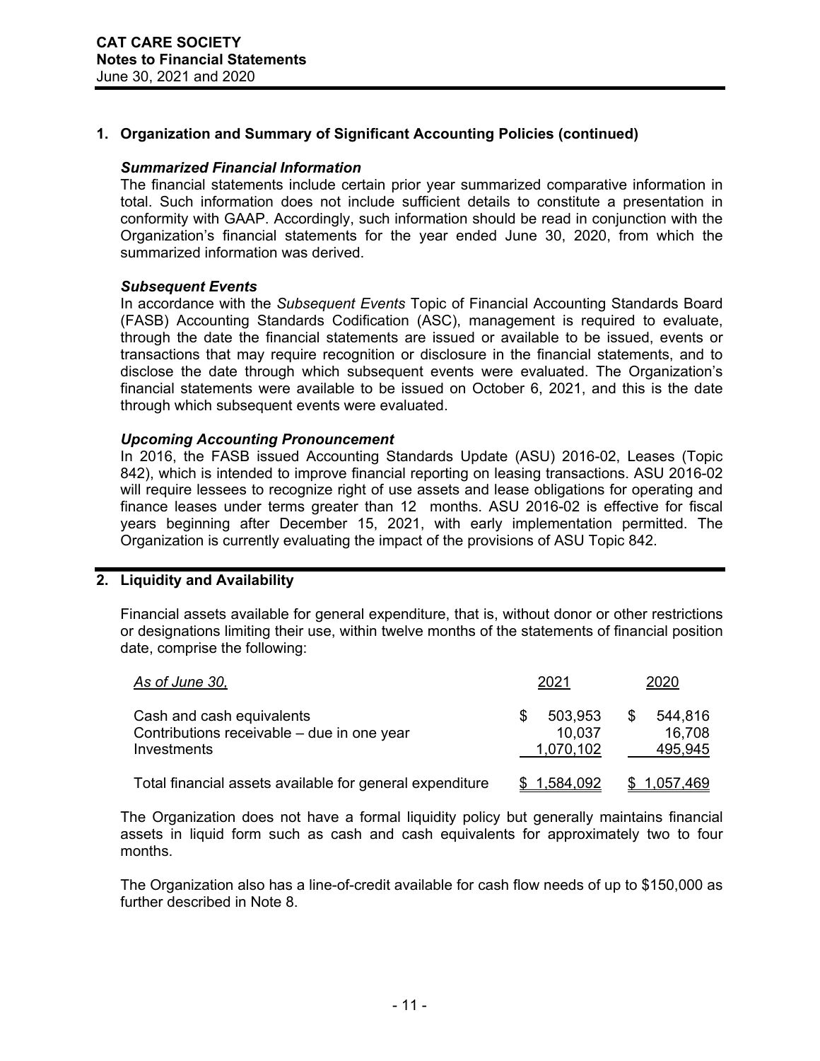## 1. Organization and Summary of Significant Accounting Policies (continued)

### *Summarized Financial Information*

The financial statements include certain prior year summarized comparative information in total. Such information does not include sufficient details to constitute a presentation in conformity with GAAP. Accordingly, such information should be read in conjunction with the Organization's financial statements for the year ended June 30, 2020, from which the summarized information was derived.

### *Subsequent Events*

In accordance with the *Subsequent Events* Topic of Financial Accounting Standards Board (FASB) Accounting Standards Codification (ASC), management is required to evaluate, through the date the financial statements are issued or available to be issued, events or transactions that may require recognition or disclosure in the financial statements, and to disclose the date through which subsequent events were evaluated. The Organization's financial statements were available to be issued on October 6, 2021, and this is the date through which subsequent events were evaluated.

### *Upcoming Accounting Pronouncement*

In 2016, the FASB issued Accounting Standards Update (ASU) 2016-02, Leases (Topic 842), which is intended to improve financial reporting on leasing transactions. ASU 2016-02 will require lessees to recognize right of use assets and lease obligations for operating and finance leases under terms greater than 12 months. ASU 2016-02 is effective for fiscal years beginning after December 15, 2021, with early implementation permitted. The Organization is currently evaluating the impact of the provisions of ASU Topic 842.

## 2. Liquidity and Availability

Financial assets available for general expenditure, that is, without donor or other restrictions or designations limiting their use, within twelve months of the statements of financial position date, comprise the following:

| *As of June 30,* | 2021 | 2020 |
|---|---|---|
| Cash and cash equivalents | $ 503,953 | $ 544,816 |
| Contributions receivable – due in one year | 10,037 | 16,708 |
| Investments | 1,070,102 | 495,945 |
| Total financial assets available for general expenditure | $ 1,584,092 | $ 1,057,469 |

The Organization does not have a formal liquidity policy but generally maintains financial assets in liquid form such as cash and cash equivalents for approximately two to four months.

The Organization also has a line-of-credit available for cash flow needs of up to $150,000 as further described in Note 8.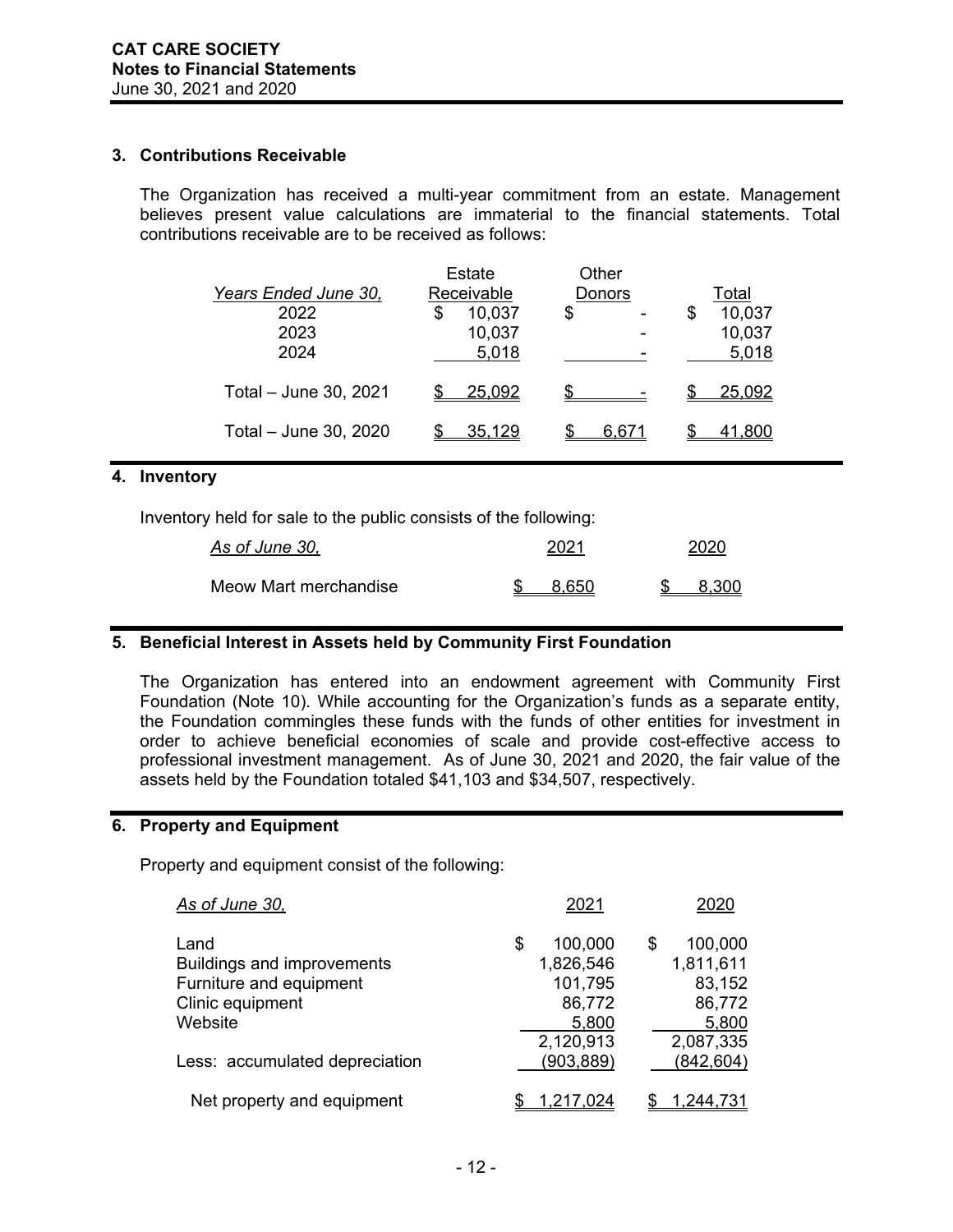**CAT CARE SOCIETY**
**Notes to Financial Statements**
June 30, 2021 and 2020

### 3. Contributions Receivable

The Organization has received a multi-year commitment from an estate. Management believes present value calculations are immaterial to the financial statements. Total contributions receivable are to be received as follows:

| *Years Ended June 30,* | Estate Receivable | Other Donors | Total |
|---|---|---|---|
| 2022 | $ 10,037 | $ - | $ 10,037 |
| 2023 | 10,037 | - | 10,037 |
| 2024 | 5,018 | - | 5,018 |
| Total – June 30, 2021 | $ 25,092 | $ - | $ 25,092 |
| Total – June 30, 2020 | $ 35,129 | $ 6,671 | $ 41,800 |

### 4. Inventory

Inventory held for sale to the public consists of the following:

| *As of June 30,* | 2021 | 2020 |
|---|---|---|
| Meow Mart merchandise | $ 8,650 | $ 8,300 |

### 5. Beneficial Interest in Assets held by Community First Foundation

The Organization has entered into an endowment agreement with Community First Foundation (Note 10). While accounting for the Organization's funds as a separate entity, the Foundation commingles these funds with the funds of other entities for investment in order to achieve beneficial economies of scale and provide cost-effective access to professional investment management. As of June 30, 2021 and 2020, the fair value of the assets held by the Foundation totaled $41,103 and $34,507, respectively.

### 6. Property and Equipment

Property and equipment consist of the following:

| *As of June 30,* | 2021 | 2020 |
|---|---|---|
| Land | $ 100,000 | $ 100,000 |
| Buildings and improvements | 1,826,546 | 1,811,611 |
| Furniture and equipment | 101,795 | 83,152 |
| Clinic equipment | 86,772 | 86,772 |
| Website | 5,800 | 5,800 |
| | 2,120,913 | 2,087,335 |
| Less: accumulated depreciation | (903,889) | (842,604) |
| Net property and equipment | $ 1,217,024 | $ 1,244,731 |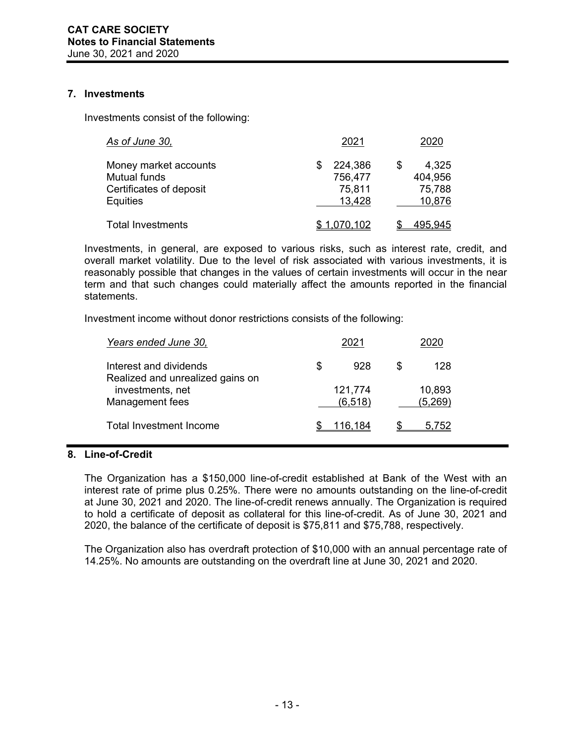## 7. Investments

Investments consist of the following:

| *As of June 30,* | 2021 | 2020 |
|---|---|---|
| Money market accounts | $ 224,386 | $ 4,325 |
| Mutual funds | 756,477 | 404,956 |
| Certificates of deposit | 75,811 | 75,788 |
| Equities | 13,428 | 10,876 |
| Total Investments | $ 1,070,102 | $ 495,945 |

Investments, in general, are exposed to various risks, such as interest rate, credit, and overall market volatility. Due to the level of risk associated with various investments, it is reasonably possible that changes in the values of certain investments will occur in the near term and that such changes could materially affect the amounts reported in the financial statements.

Investment income without donor restrictions consists of the following:

| *Years ended June 30,* | 2021 | 2020 |
|---|---|---|
| Interest and dividends | $ 928 | $ 128 |
| Realized and unrealized gains on investments, net | 121,774 | 10,893 |
| Management fees | (6,518) | (5,269) |
| Total Investment Income | $ 116,184 | $ 5,752 |

## 8. Line-of-Credit

The Organization has a $150,000 line-of-credit established at Bank of the West with an interest rate of prime plus 0.25%. There were no amounts outstanding on the line-of-credit at June 30, 2021 and 2020. The line-of-credit renews annually. The Organization is required to hold a certificate of deposit as collateral for this line-of-credit. As of June 30, 2021 and 2020, the balance of the certificate of deposit is $75,811 and $75,788, respectively.

The Organization also has overdraft protection of $10,000 with an annual percentage rate of 14.25%. No amounts are outstanding on the overdraft line at June 30, 2021 and 2020.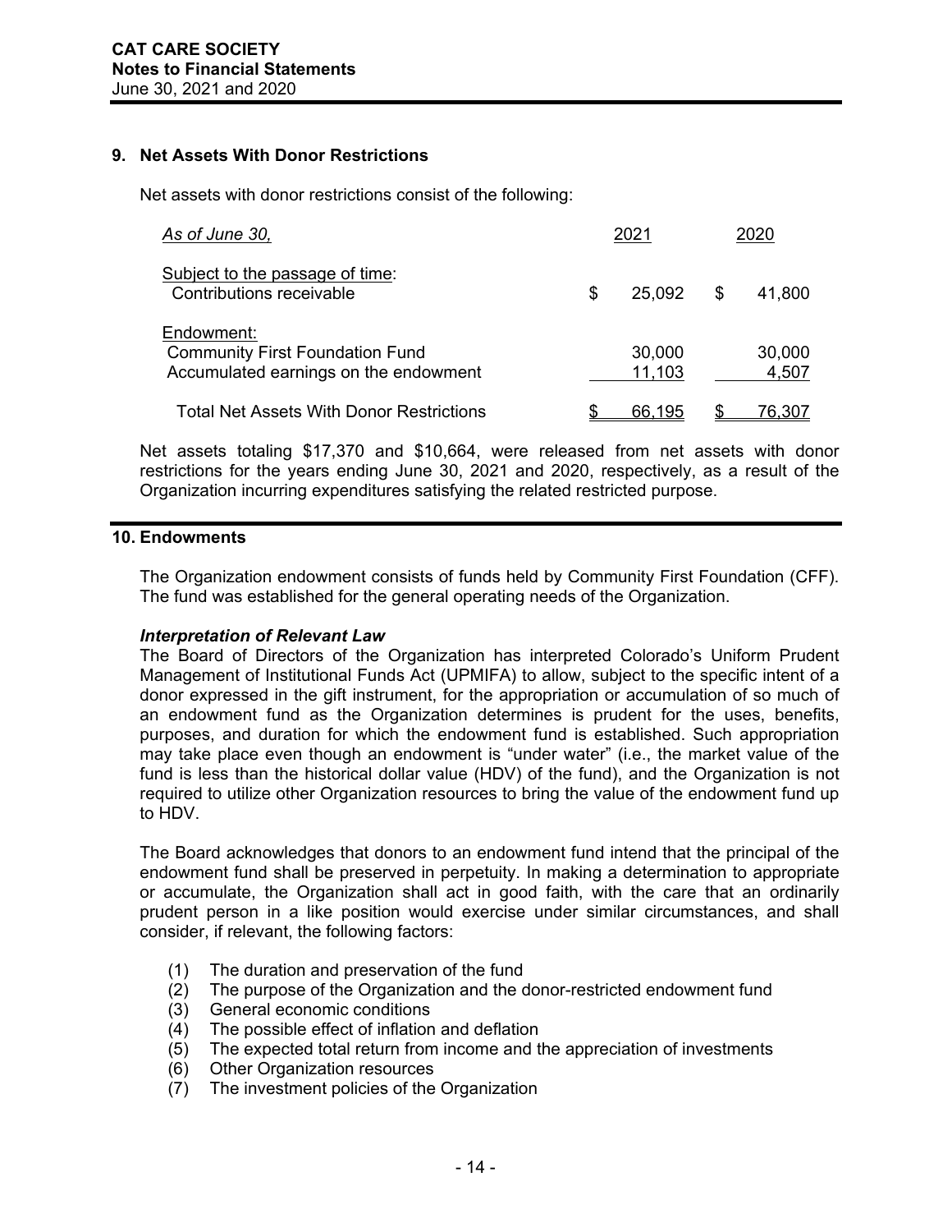## 9. Net Assets With Donor Restrictions

Net assets with donor restrictions consist of the following:

| *As of June 30,* | 2021 | 2020 |
|---|---|---|
| Subject to the passage of time: | | |
| Contributions receivable | $ 25,092 | $ 41,800 |
| Endowment: | | |
| Community First Foundation Fund | 30,000 | 30,000 |
| Accumulated earnings on the endowment | 11,103 | 4,507 |
| Total Net Assets With Donor Restrictions | $ 66,195 | $ 76,307 |

Net assets totaling $17,370 and $10,664, were released from net assets with donor restrictions for the years ending June 30, 2021 and 2020, respectively, as a result of the Organization incurring expenditures satisfying the related restricted purpose.

## 10. Endowments

The Organization endowment consists of funds held by Community First Foundation (CFF). The fund was established for the general operating needs of the Organization.

***Interpretation of Relevant Law***

The Board of Directors of the Organization has interpreted Colorado's Uniform Prudent Management of Institutional Funds Act (UPMIFA) to allow, subject to the specific intent of a donor expressed in the gift instrument, for the appropriation or accumulation of so much of an endowment fund as the Organization determines is prudent for the uses, benefits, purposes, and duration for which the endowment fund is established. Such appropriation may take place even though an endowment is "under water" (i.e., the market value of the fund is less than the historical dollar value (HDV) of the fund), and the Organization is not required to utilize other Organization resources to bring the value of the endowment fund up to HDV.

The Board acknowledges that donors to an endowment fund intend that the principal of the endowment fund shall be preserved in perpetuity. In making a determination to appropriate or accumulate, the Organization shall act in good faith, with the care that an ordinarily prudent person in a like position would exercise under similar circumstances, and shall consider, if relevant, the following factors:

(1) The duration and preservation of the fund
(2) The purpose of the Organization and the donor-restricted endowment fund
(3) General economic conditions
(4) The possible effect of inflation and deflation
(5) The expected total return from income and the appreciation of investments
(6) Other Organization resources
(7) The investment policies of the Organization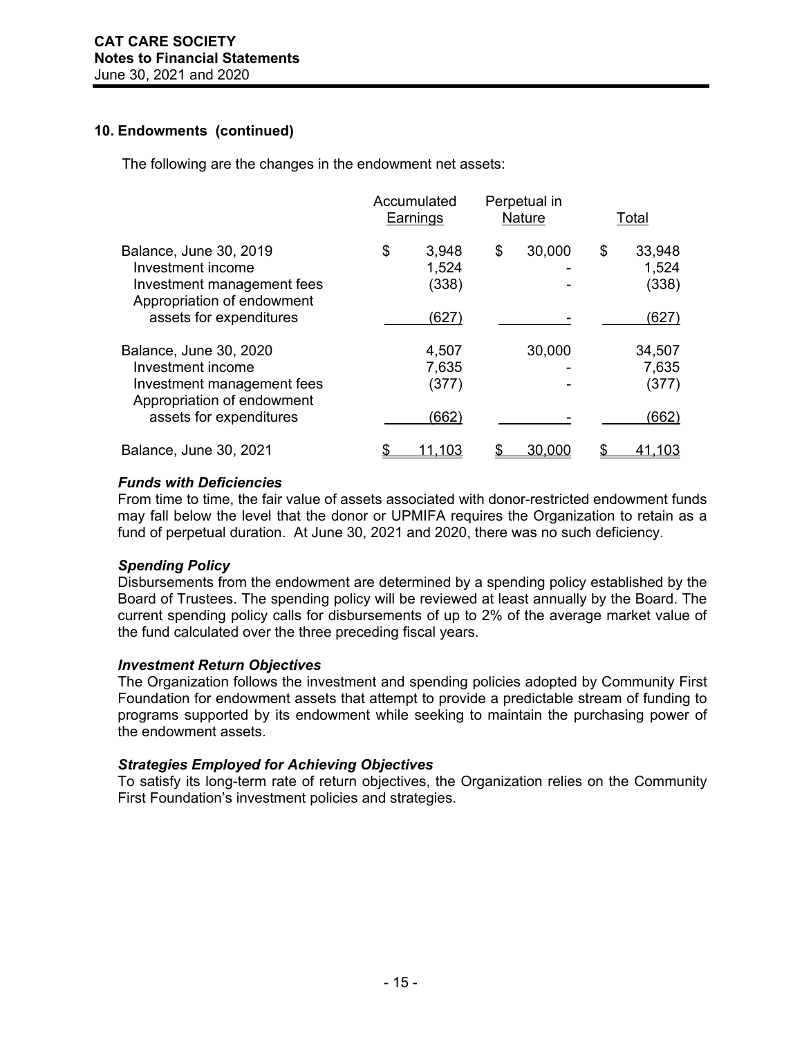## 10. Endowments (continued)

The following are the changes in the endowment net assets:

| | Accumulated Earnings | Perpetual in Nature | Total |
|---|---|---|---|
| Balance, June 30, 2019 | $ 3,948 | $ 30,000 | $ 33,948 |
| Investment income | 1,524 | - | 1,524 |
| Investment management fees | (338) | - | (338) |
| Appropriation of endowment assets for expenditures | (627) | - | (627) |
| Balance, June 30, 2020 | 4,507 | 30,000 | 34,507 |
| Investment income | 7,635 | - | 7,635 |
| Investment management fees | (377) | - | (377) |
| Appropriation of endowment assets for expenditures | (662) | - | (662) |
| Balance, June 30, 2021 | $ 11,103 | $ 30,000 | $ 41,103 |

### *Funds with Deficiencies*

From time to time, the fair value of assets associated with donor-restricted endowment funds may fall below the level that the donor or UPMIFA requires the Organization to retain as a fund of perpetual duration. At June 30, 2021 and 2020, there was no such deficiency.

### *Spending Policy*

Disbursements from the endowment are determined by a spending policy established by the Board of Trustees. The spending policy will be reviewed at least annually by the Board. The current spending policy calls for disbursements of up to 2% of the average market value of the fund calculated over the three preceding fiscal years.

### *Investment Return Objectives*

The Organization follows the investment and spending policies adopted by Community First Foundation for endowment assets that attempt to provide a predictable stream of funding to programs supported by its endowment while seeking to maintain the purchasing power of the endowment assets.

### *Strategies Employed for Achieving Objectives*

To satisfy its long-term rate of return objectives, the Organization relies on the Community First Foundation's investment policies and strategies.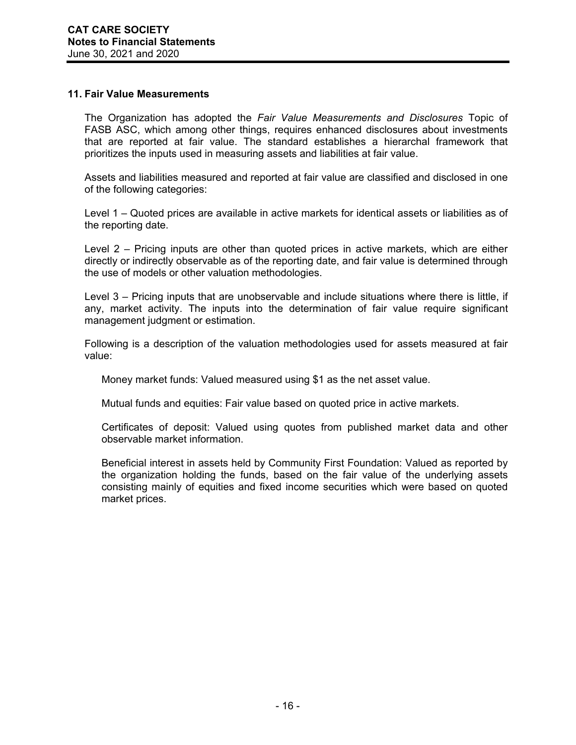## 11. Fair Value Measurements

The Organization has adopted the *Fair Value Measurements and Disclosures* Topic of FASB ASC, which among other things, requires enhanced disclosures about investments that are reported at fair value. The standard establishes a hierarchal framework that prioritizes the inputs used in measuring assets and liabilities at fair value.

Assets and liabilities measured and reported at fair value are classified and disclosed in one of the following categories:

Level 1 – Quoted prices are available in active markets for identical assets or liabilities as of the reporting date.

Level 2 – Pricing inputs are other than quoted prices in active markets, which are either directly or indirectly observable as of the reporting date, and fair value is determined through the use of models or other valuation methodologies.

Level 3 – Pricing inputs that are unobservable and include situations where there is little, if any, market activity. The inputs into the determination of fair value require significant management judgment or estimation.

Following is a description of the valuation methodologies used for assets measured at fair value:

Money market funds: Valued measured using $1 as the net asset value.

Mutual funds and equities: Fair value based on quoted price in active markets.

Certificates of deposit: Valued using quotes from published market data and other observable market information.

Beneficial interest in assets held by Community First Foundation: Valued as reported by the organization holding the funds, based on the fair value of the underlying assets consisting mainly of equities and fixed income securities which were based on quoted market prices.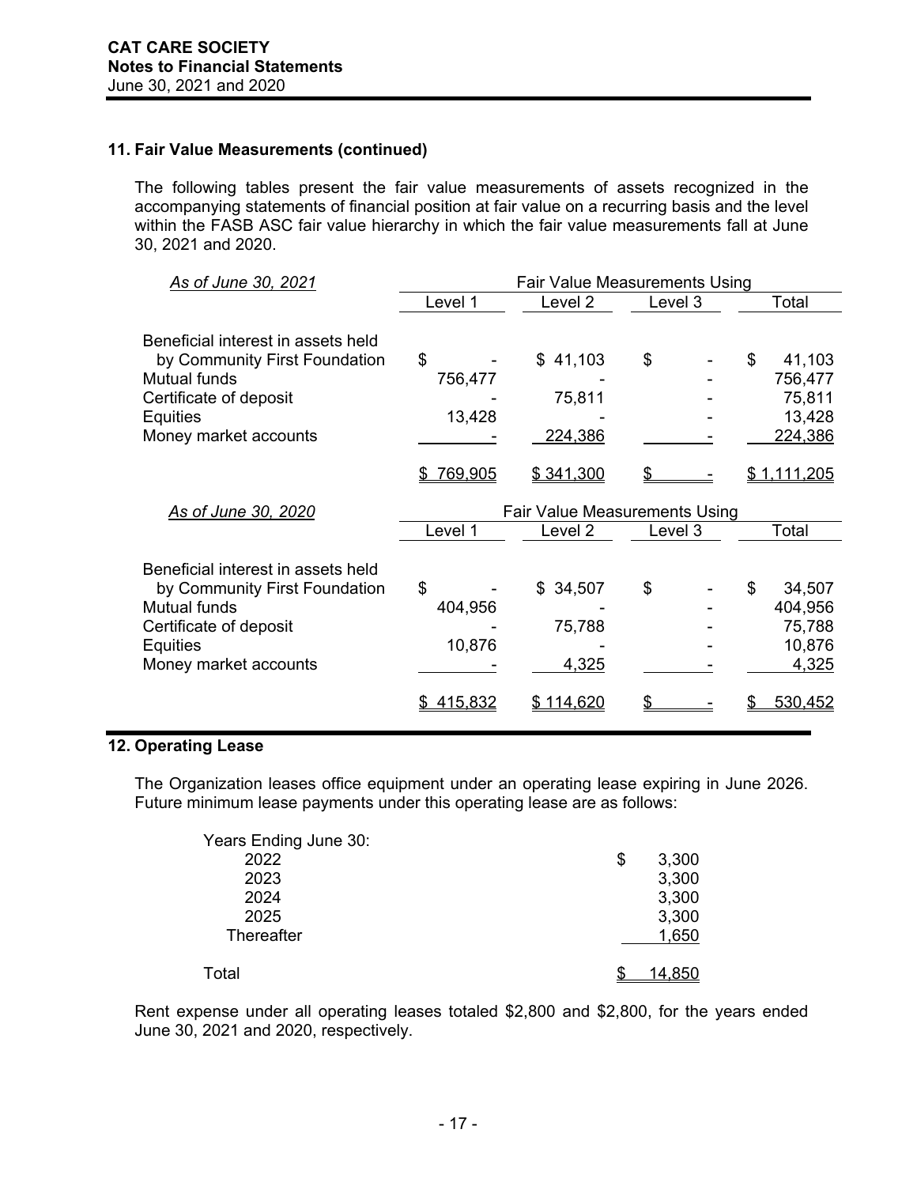## 11. Fair Value Measurements (continued)

The following tables present the fair value measurements of assets recognized in the accompanying statements of financial position at fair value on a recurring basis and the level within the FASB ASC fair value hierarchy in which the fair value measurements fall at June 30, 2021 and 2020.

| *As of June 30, 2021* | Fair Value Measurements Using | | | |
|---|---|---|---|---|
| | Level 1 | Level 2 | Level 3 | Total |
| Beneficial interest in assets held by Community First Foundation | $ - | $ 41,103 | $ - | $ 41,103 |
| Mutual funds | 756,477 | - | - | 756,477 |
| Certificate of deposit | - | 75,811 | - | 75,811 |
| Equities | 13,428 | - | - | 13,428 |
| Money market accounts | - | 224,386 | - | 224,386 |
| | $ 769,905 | $ 341,300 | $ - | $ 1,111,205 |

| *As of June 30, 2020* | Fair Value Measurements Using | | | |
|---|---|---|---|---|
| | Level 1 | Level 2 | Level 3 | Total |
| Beneficial interest in assets held by Community First Foundation | $ - | $ 34,507 | $ - | $ 34,507 |
| Mutual funds | 404,956 | - | - | 404,956 |
| Certificate of deposit | - | 75,788 | - | 75,788 |
| Equities | 10,876 | - | - | 10,876 |
| Money market accounts | - | 4,325 | - | 4,325 |
| | $ 415,832 | $ 114,620 | $ - | $ 530,452 |

## 12. Operating Lease

The Organization leases office equipment under an operating lease expiring in June 2026. Future minimum lease payments under this operating lease are as follows:

| Years Ending June 30: | |
|---|---|
| 2022 | $ 3,300 |
| 2023 | 3,300 |
| 2024 | 3,300 |
| 2025 | 3,300 |
| Thereafter | 1,650 |
| Total | $ 14,850 |

Rent expense under all operating leases totaled $2,800 and $2,800, for the years ended June 30, 2021 and 2020, respectively.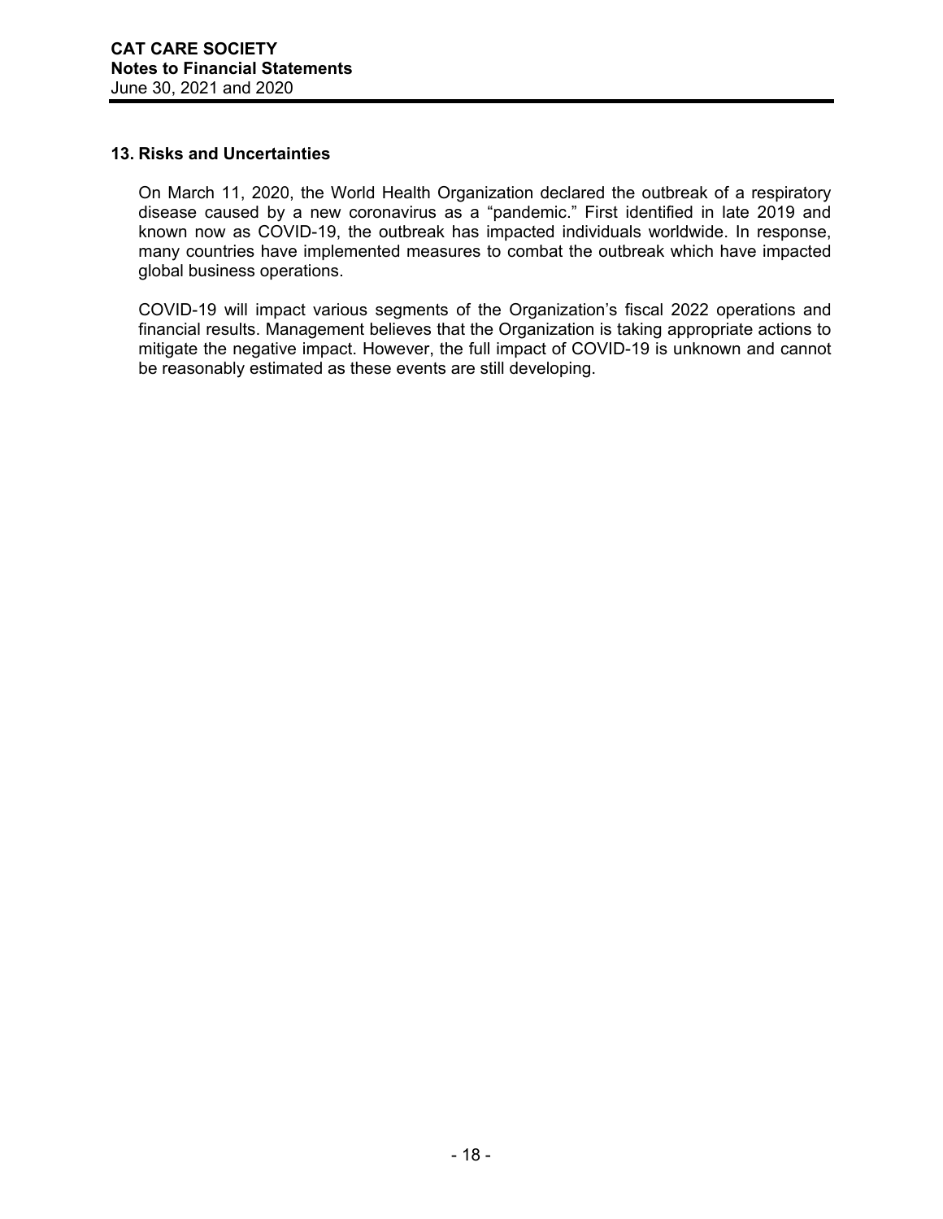## 13. Risks and Uncertainties

On March 11, 2020, the World Health Organization declared the outbreak of a respiratory disease caused by a new coronavirus as a "pandemic." First identified in late 2019 and known now as COVID-19, the outbreak has impacted individuals worldwide. In response, many countries have implemented measures to combat the outbreak which have impacted global business operations.

COVID-19 will impact various segments of the Organization's fiscal 2022 operations and financial results. Management believes that the Organization is taking appropriate actions to mitigate the negative impact. However, the full impact of COVID-19 is unknown and cannot be reasonably estimated as these events are still developing.